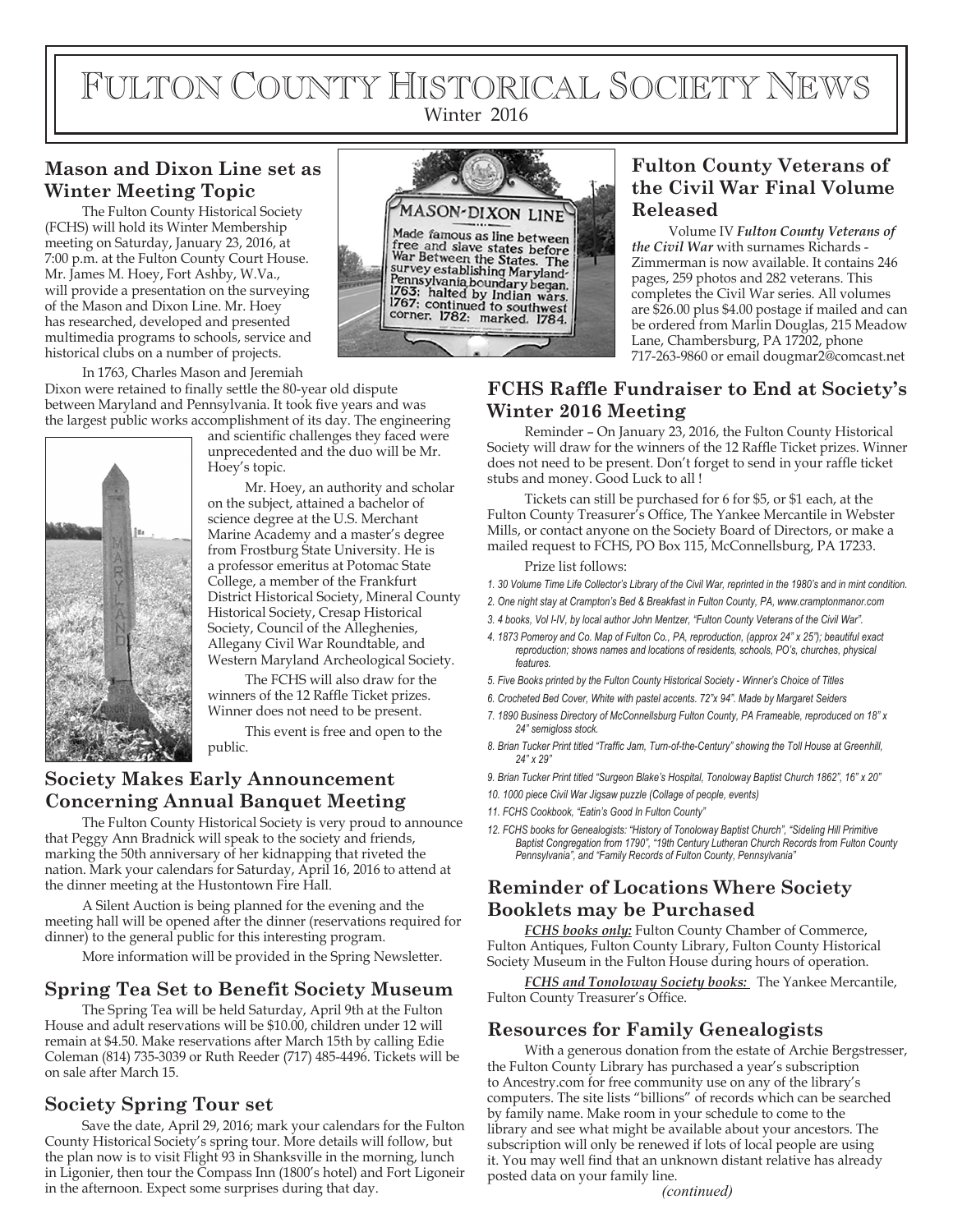# Fulton County Historical Society News

Winter 2016

## Mason and Dixon Line set as Winter Meeting Topic

The Fulton County Historical Society (FCHS) will hold its Winter Membership meeting on Saturday, January 23, 2016, at 7:00 p.m. at the Fulton County Court House. Mr. James M. Hoey, Fort Ashby, W.Va., will provide a presentation on the surveying of the Mason and Dixon Line. Mr. Hoey has researched, developed and presented multimedia programs to schools, service and historical clubs on a number of projects.

In 1763, Charles Mason and Jeremiah Dixon were retained to finally settle the 80-year old dispute between Maryland and Pennsylvania. It took five years and was the largest public works accomplishment of its day. The engineering and scientific challenges they faced were unprecedented and the duo will be Mr. Hoey's topic.

Mr. Hoey, an authority and scholar on the subject, attained a bachelor of science degree at the U.S. Merchant Marine Academy and a master's degree from Frostburg State University. He is a professor emeritus at Potomac State College, a member of the Frankfurt District Historical Society, Mineral County Historical Society, Cresap Historical Society, Council of the Alleghenies, Allegany Civil War Roundtable, and Western Maryland Archeological Society.

The FCHS will also draw for the winners of the 12 Raffle Ticket prizes. Winner does not need to be present.

This event is free and open to the public.

## Society Makes Early Announcement Concerning Annual Banquet Meeting

The Fulton County Historical Society is very proud to announce that Peggy Ann Bradnick will speak to the society and friends, marking the 50th anniversary of her kidnapping that riveted the nation. Mark your calendars for Saturday, April 16, 2016 to attend at the dinner meeting at the Hustontown Fire Hall.

A Silent Auction is being planned for the evening and the meeting hall will be opened after the dinner (reservations required for dinner) to the general public for this interesting program.

More information will be provided in the Spring Newsletter.

## Spring Tea Set to Benefit Society Museum

The Spring Tea will be held Saturday, April 9th at the Fulton House and adult reservations will be $10.00, children under 12 will remain at $4.50. Make reservations after March 15th by calling Edie Coleman (814) 735-3039 or Ruth Reeder (717) 485-4496. Tickets will be on sale after March 15.

## Society Spring Tour set

Save the date, April 29, 2016; mark your calendars for the Fulton County Historical Society's spring tour. More details will follow, but the plan now is to visit Flight 93 in Shanksville in the morning, lunch in Ligonier, then tour the Compass Inn (1800's hotel) and Fort Ligoneir in the afternoon. Expect some surprises during that day.

## Fulton County Veterans of the Civil War Final Volume Released

Volume IV ***Fulton County Veterans of the Civil War*** with surnames Richards - Zimmerman is now available. It contains 246 pages, 259 photos and 282 veterans. This completes the Civil War series. All volumes are $26.00 plus $4.00 postage if mailed and can be ordered from Marlin Douglas, 215 Meadow Lane, Chambersburg, PA 17202, phone 717-263-9860 or email dougmar2@comcast.net

## FCHS Raffle Fundraiser to End at Society's Winter 2016 Meeting

Reminder – On January 23, 2016, the Fulton County Historical Society will draw for the winners of the 12 Raffle Ticket prizes. Winner does not need to be present. Don't forget to send in your raffle ticket stubs and money. Good Luck to all !

Tickets can still be purchased for 6 for $5, or $1 each, at the Fulton County Treasurer's Office, The Yankee Mercantile in Webster Mills, or contact anyone on the Society Board of Directors, or make a mailed request to FCHS, PO Box 115, McConnellsburg, PA 17233.

Prize list follows:

1. *30 Volume Time Life Collector's Library of the Civil War, reprinted in the 1980's and in mint condition.*
2. *One night stay at Crampton's Bed & Breakfast in Fulton County, PA, www.cramptonmanor.com*
3. *4 books, Vol I-IV, by local author John Mentzer, "Fulton County Veterans of the Civil War".*
4. *1873 Pomeroy and Co. Map of Fulton Co., PA, reproduction, (approx 24" x 25"); beautiful exact reproduction; shows names and locations of residents, schools, PO's, churches, physical features.*
5. *Five Books printed by the Fulton County Historical Society - Winner's Choice of Titles*
6. *Crocheted Bed Cover, White with pastel accents. 72"x 94". Made by Margaret Seiders*
7. *1890 Business Directory of McConnellsburg Fulton County, PA Frameable, reproduced on 18" x 24" semigloss stock.*
8. *Brian Tucker Print titled "Traffic Jam, Turn-of-the-Century" showing the Toll House at Greenhill, 24" x 29"*
9. *Brian Tucker Print titled "Surgeon Blake's Hospital, Tonoloway Baptist Church 1862", 16" x 20"*
10. *1000 piece Civil War Jigsaw puzzle (Collage of people, events)*
11. *FCHS Cookbook, "Eatin's Good In Fulton County"*
12. *FCHS books for Genealogists: "History of Tonoloway Baptist Church", "Sideling Hill Primitive Baptist Congregation from 1790", "19th Century Lutheran Church Records from Fulton County Pennsylvania", and "Family Records of Fulton County, Pennsylvania"*

## Reminder of Locations Where Society Booklets may be Purchased

***FCHS books only:*** Fulton County Chamber of Commerce, Fulton Antiques, Fulton County Library, Fulton County Historical Society Museum in the Fulton House during hours of operation.

***FCHS and Tonoloway Society books:*** The Yankee Mercantile, Fulton County Treasurer's Office.

## Resources for Family Genealogists

With a generous donation from the estate of Archie Bergstresser, the Fulton County Library has purchased a year's subscription to Ancestry.com for free community use on any of the library's computers. The site lists "billions" of records which can be searched by family name. Make room in your schedule to come to the library and see what might be available about your ancestors. The subscription will only be renewed if lots of local people are using it. You may well find that an unknown distant relative has already posted data on your family line.

*(continued)*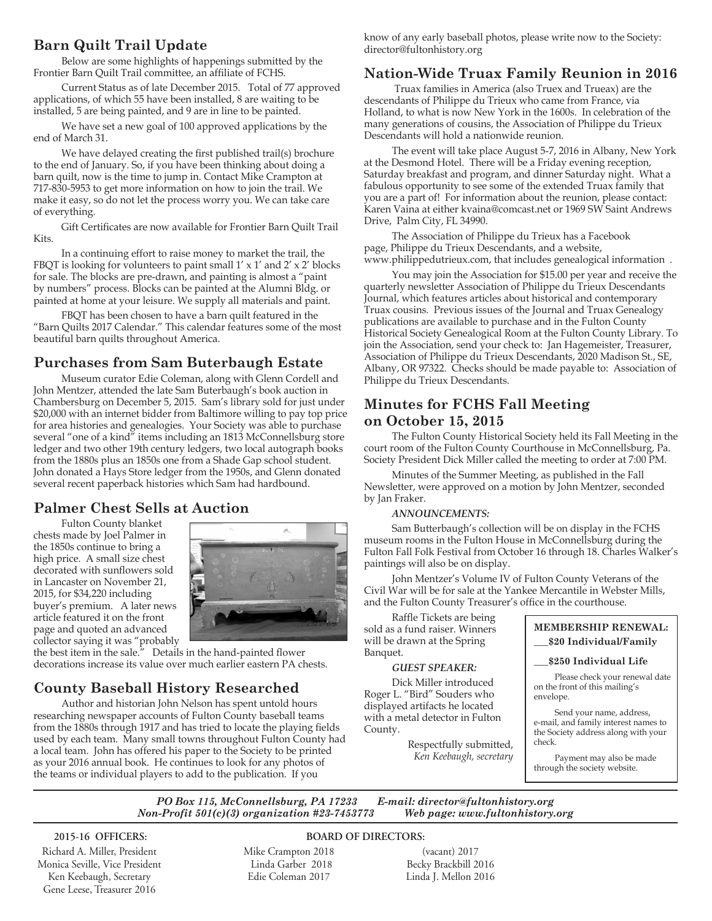## Barn Quilt Trail Update

Below are some highlights of happenings submitted by the Frontier Barn Quilt Trail committee, an affiliate of FCHS.

Current Status as of late December 2015. Total of 77 approved applications, of which 55 have been installed, 8 are waiting to be installed, 5 are being painted, and 9 are in line to be painted.

We have set a new goal of 100 approved applications by the end of March 31.

We have delayed creating the first published trail(s) brochure to the end of January. So, if you have been thinking about doing a barn quilt, now is the time to jump in. Contact Mike Crampton at 717-830-5953 to get more information on how to join the trail. We make it easy, so do not let the process worry you. We can take care of everything.

Gift Certificates are now available for Frontier Barn Quilt Trail Kits.

In a continuing effort to raise money to market the trail, the FBQT is looking for volunteers to paint small 1' x 1' and 2' x 2' blocks for sale. The blocks are pre-drawn, and painting is almost a "paint by numbers" process. Blocks can be painted at the Alumni Bldg. or painted at home at your leisure. We supply all materials and paint.

FBQT has been chosen to have a barn quilt featured in the "Barn Quilts 2017 Calendar." This calendar features some of the most beautiful barn quilts throughout America.

## Purchases from Sam Buterbaugh Estate

Museum curator Edie Coleman, along with Glenn Cordell and John Mentzer, attended the late Sam Buterbaugh's book auction in Chambersburg on December 5, 2015. Sam's library sold for just under $20,000 with an internet bidder from Baltimore willing to pay top price for area histories and genealogies. Your Society was able to purchase several "one of a kind" items including an 1813 McConnellsburg store ledger and two other 19th century ledgers, two local autograph books from the 1880s plus an 1850s one from a Shade Gap school student. John donated a Hays Store ledger from the 1950s, and Glenn donated several recent paperback histories which Sam had hardbound.

## Palmer Chest Sells at Auction

Fulton County blanket chests made by Joel Palmer in the 1850s continue to bring a high price. A small size chest decorated with sunflowers sold in Lancaster on November 21, 2015, for $34,220 including buyer's premium. A later news article featured it on the front page and quoted an advanced collector saying it was "probably the best item in the sale." Details in the hand-painted flower decorations increase its value over much earlier eastern PA chests.

## County Baseball History Researched

Author and historian John Nelson has spent untold hours researching newspaper accounts of Fulton County baseball teams from the 1880s through 1917 and has tried to locate the playing fields used by each team. Many small towns throughout Fulton County had a local team. John has offered his paper to the Society to be printed as your 2016 annual book. He continues to look for any photos of the teams or individual players to add to the publication. If you know of any early baseball photos, please write now to the Society: director@fultonhistory.org

## Nation-Wide Truax Family Reunion in 2016

Truax families in America (also Truex and Trueax) are the descendants of Philippe du Trieux who came from France, via Holland, to what is now New York in the 1600s. In celebration of the many generations of cousins, the Association of Philippe du Trieux Descendants will hold a nationwide reunion.

The event will take place August 5-7, 2016 in Albany, New York at the Desmond Hotel. There will be a Friday evening reception, Saturday breakfast and program, and dinner Saturday night. What a fabulous opportunity to see some of the extended Truax family that you are a part of! For information about the reunion, please contact: Karen Vaina at either kvaina@comcast.net or 1969 SW Saint Andrews Drive, Palm City, FL 34990.

The Association of Philippe du Trieux has a Facebook page, Philippe du Trieux Descendants, and a website, www.philippedutrieux.com, that includes genealogical information .

You may join the Association for $15.00 per year and receive the quarterly newsletter Association of Philippe du Trieux Descendants Journal, which features articles about historical and contemporary Truax cousins. Previous issues of the Journal and Truax Genealogy publications are available to purchase and in the Fulton County Historical Society Genealogical Room at the Fulton County Library. To join the Association, send your check to: Jan Hagemeister, Treasurer, Association of Philippe du Trieux Descendants, 2020 Madison St., SE, Albany, OR 97322. Checks should be made payable to: Association of Philippe du Trieux Descendants.

## Minutes for FCHS Fall Meeting on October 15, 2015

The Fulton County Historical Society held its Fall Meeting in the court room of the Fulton County Courthouse in McConnellsburg, Pa. Society President Dick Miller called the meeting to order at 7:00 PM.

Minutes of the Summer Meeting, as published in the Fall Newsletter, were approved on a motion by John Mentzer, seconded by Jan Fraker.

***ANNOUNCEMENTS:***

Sam Butterbaugh's collection will be on display in the FCHS museum rooms in the Fulton House in McConnellsburg during the Fulton Fall Folk Festival from October 16 through 18. Charles Walker's paintings will also be on display.

John Mentzer's Volume IV of Fulton County Veterans of the Civil War will be for sale at the Yankee Mercantile in Webster Mills, and the Fulton County Treasurer's office in the courthouse.

Raffle Tickets are being sold as a fund raiser. Winners will be drawn at the Spring Banquet.

***GUEST SPEAKER:***

Dick Miller introduced Roger L. "Bird" Souders who displayed artifacts he located with a metal detector in Fulton County.

Respectfully submitted,
*Ken Keebaugh, secretary*

**MEMBERSHIP RENEWAL:**

**___$20 Individual/Family**

**___$250 Individual Life**

Please check your renewal date on the front of this mailing's envelope.

Send your name, address, e-mail, and family interest names to the Society address along with your check.

Payment may also be made through the society website.

---

*PO Box 115, McConnellsburg, PA 17233 E-mail: director@fultonhistory.org*
*Non-Profit 501(c)(3) organization #23-7453773 Web page: www.fultonhistory.org*

**2015-16 OFFICERS:**

Richard A. Miller, President
Monica Seville, Vice President
Ken Keebaugh, Secretary
Gene Leese, Treasurer 2016

**BOARD OF DIRECTORS:**

Mike Crampton 2018
Linda Garber 2018
Edie Coleman 2017
(vacant) 2017
Becky Brackbill 2016
Linda J. Mellon 2016